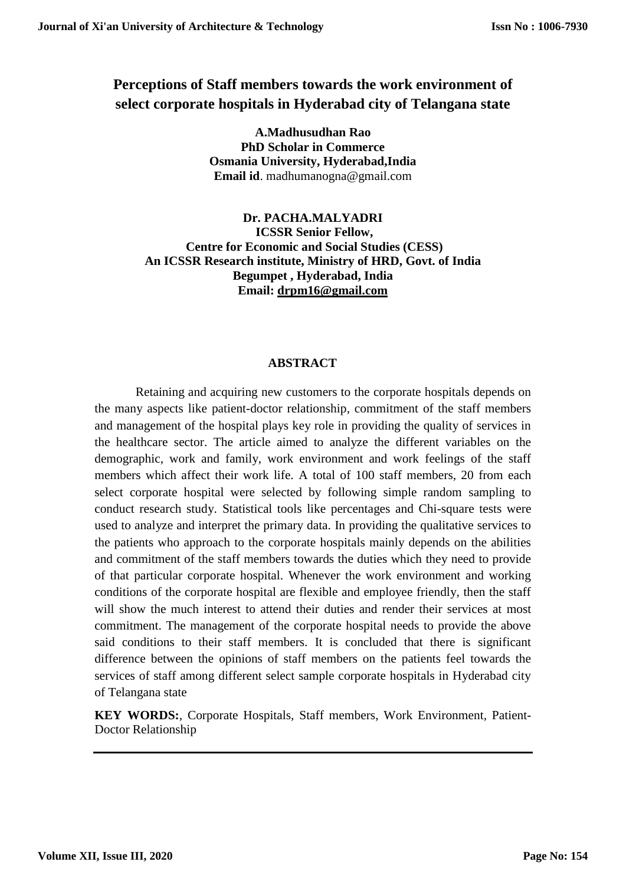# Perceptions of Staff members towards the work environment of select corporate hospitals in Hyderabad city of Telangana state

**A.Madhusudhan Rao**
**PhD Scholar in Commerce**
**Osmania University, Hyderabad,India**
**Email id**. madhumanogna@gmail.com

**Dr. PACHA.MALYADRI**
**ICSSR Senior Fellow,**
**Centre for Economic and Social Studies (CESS)**
**An ICSSR Research institute, Ministry of HRD, Govt. of India**
**Begumpet , Hyderabad, India**
**Email: drpm16@gmail.com**

## ABSTRACT

Retaining and acquiring new customers to the corporate hospitals depends on the many aspects like patient-doctor relationship, commitment of the staff members and management of the hospital plays key role in providing the quality of services in the healthcare sector. The article aimed to analyze the different variables on the demographic, work and family, work environment and work feelings of the staff members which affect their work life. A total of 100 staff members, 20 from each select corporate hospital were selected by following simple random sampling to conduct research study. Statistical tools like percentages and Chi-square tests were used to analyze and interpret the primary data. In providing the qualitative services to the patients who approach to the corporate hospitals mainly depends on the abilities and commitment of the staff members towards the duties which they need to provide of that particular corporate hospital. Whenever the work environment and working conditions of the corporate hospital are flexible and employee friendly, then the staff will show the much interest to attend their duties and render their services at most commitment. The management of the corporate hospital needs to provide the above said conditions to their staff members. It is concluded that there is significant difference between the opinions of staff members on the patients feel towards the services of staff among different select sample corporate hospitals in Hyderabad city of Telangana state

**KEY WORDS:**, Corporate Hospitals, Staff members, Work Environment, Patient-Doctor Relationship

---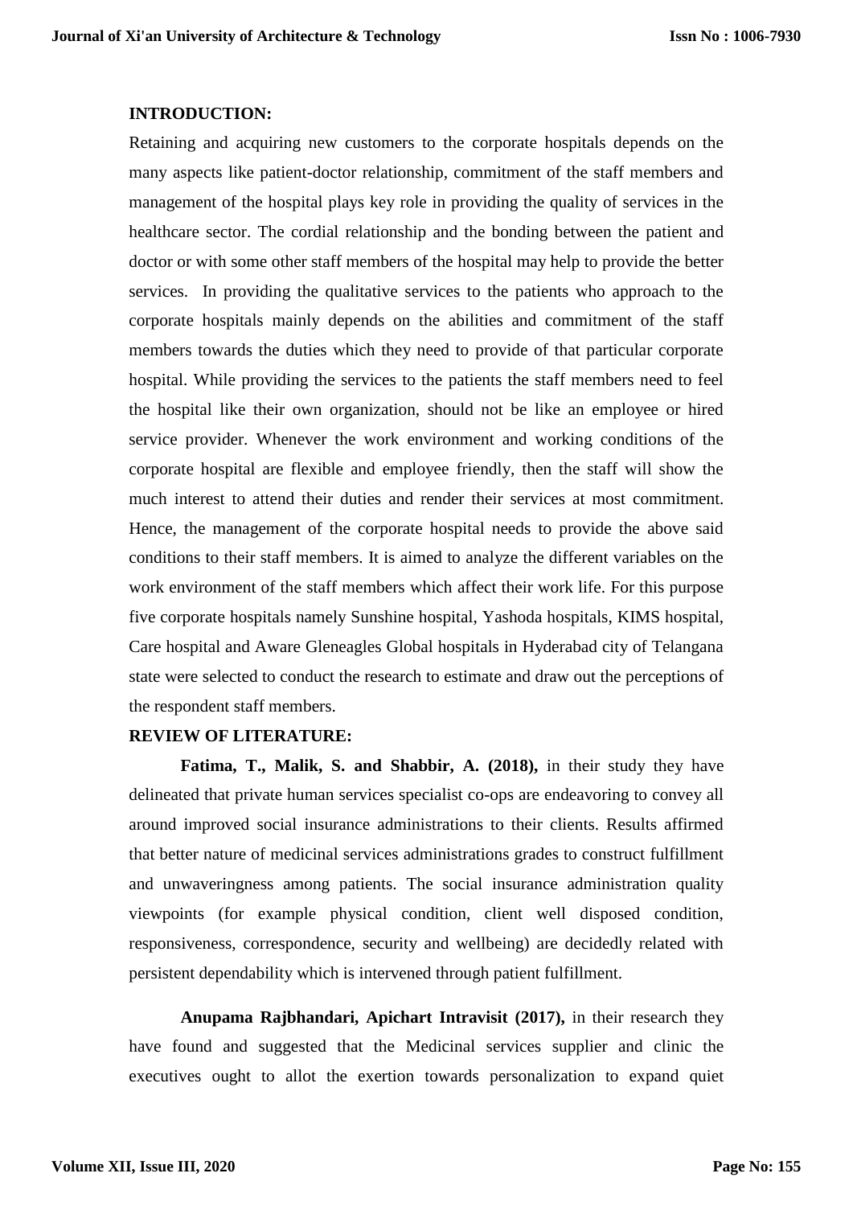## INTRODUCTION:

Retaining and acquiring new customers to the corporate hospitals depends on the many aspects like patient-doctor relationship, commitment of the staff members and management of the hospital plays key role in providing the quality of services in the healthcare sector. The cordial relationship and the bonding between the patient and doctor or with some other staff members of the hospital may help to provide the better services. In providing the qualitative services to the patients who approach to the corporate hospitals mainly depends on the abilities and commitment of the staff members towards the duties which they need to provide of that particular corporate hospital. While providing the services to the patients the staff members need to feel the hospital like their own organization, should not be like an employee or hired service provider. Whenever the work environment and working conditions of the corporate hospital are flexible and employee friendly, then the staff will show the much interest to attend their duties and render their services at most commitment. Hence, the management of the corporate hospital needs to provide the above said conditions to their staff members. It is aimed to analyze the different variables on the work environment of the staff members which affect their work life. For this purpose five corporate hospitals namely Sunshine hospital, Yashoda hospitals, KIMS hospital, Care hospital and Aware Gleneagles Global hospitals in Hyderabad city of Telangana state were selected to conduct the research to estimate and draw out the perceptions of the respondent staff members.

## REVIEW OF LITERATURE:

**Fatima, T., Malik, S. and Shabbir, A. (2018),** in their study they have delineated that private human services specialist co-ops are endeavoring to convey all around improved social insurance administrations to their clients. Results affirmed that better nature of medicinal services administrations grades to construct fulfillment and unwaveringness among patients. The social insurance administration quality viewpoints (for example physical condition, client well disposed condition, responsiveness, correspondence, security and wellbeing) are decidedly related with persistent dependability which is intervened through patient fulfillment.

**Anupama Rajbhandari, Apichart Intravisit (2017),** in their research they have found and suggested that the Medicinal services supplier and clinic the executives ought to allot the exertion towards personalization to expand quiet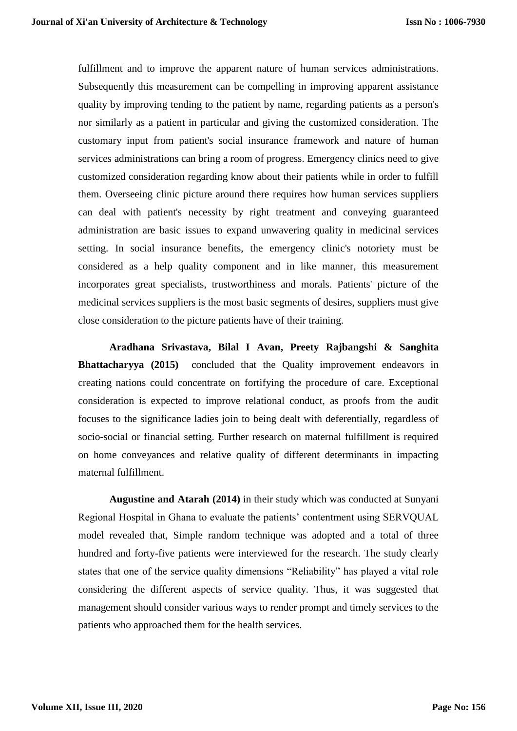fulfillment and to improve the apparent nature of human services administrations. Subsequently this measurement can be compelling in improving apparent assistance quality by improving tending to the patient by name, regarding patients as a person's nor similarly as a patient in particular and giving the customized consideration. The customary input from patient's social insurance framework and nature of human services administrations can bring a room of progress. Emergency clinics need to give customized consideration regarding know about their patients while in order to fulfill them. Overseeing clinic picture around there requires how human services suppliers can deal with patient's necessity by right treatment and conveying guaranteed administration are basic issues to expand unwavering quality in medicinal services setting. In social insurance benefits, the emergency clinic's notoriety must be considered as a help quality component and in like manner, this measurement incorporates great specialists, trustworthiness and morals. Patients' picture of the medicinal services suppliers is the most basic segments of desires, suppliers must give close consideration to the picture patients have of their training.

**Aradhana Srivastava, Bilal I Avan, Preety Rajbangshi & Sanghita Bhattacharyya (2015)** concluded that the Quality improvement endeavors in creating nations could concentrate on fortifying the procedure of care. Exceptional consideration is expected to improve relational conduct, as proofs from the audit focuses to the significance ladies join to being dealt with deferentially, regardless of socio-social or financial setting. Further research on maternal fulfillment is required on home conveyances and relative quality of different determinants in impacting maternal fulfillment.

**Augustine and Atarah (2014)** in their study which was conducted at Sunyani Regional Hospital in Ghana to evaluate the patients' contentment using SERVQUAL model revealed that, Simple random technique was adopted and a total of three hundred and forty-five patients were interviewed for the research. The study clearly states that one of the service quality dimensions "Reliability" has played a vital role considering the different aspects of service quality. Thus, it was suggested that management should consider various ways to render prompt and timely services to the patients who approached them for the health services.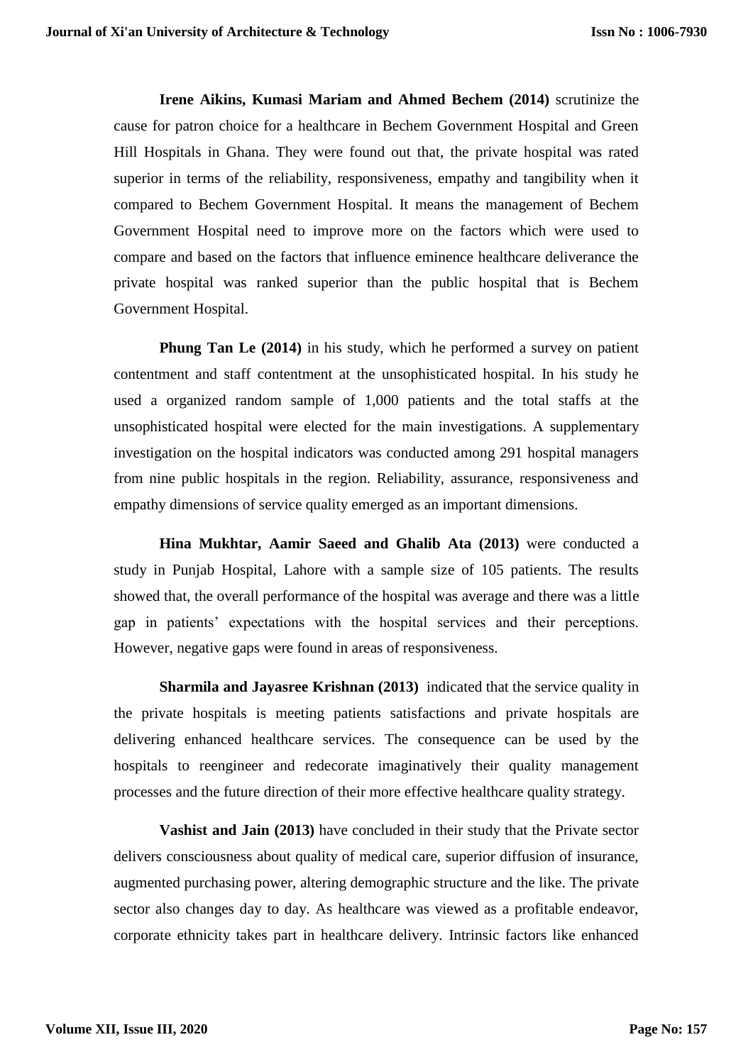**Irene Aikins, Kumasi Mariam and Ahmed Bechem (2014)** scrutinize the cause for patron choice for a healthcare in Bechem Government Hospital and Green Hill Hospitals in Ghana. They were found out that, the private hospital was rated superior in terms of the reliability, responsiveness, empathy and tangibility when it compared to Bechem Government Hospital. It means the management of Bechem Government Hospital need to improve more on the factors which were used to compare and based on the factors that influence eminence healthcare deliverance the private hospital was ranked superior than the public hospital that is Bechem Government Hospital.

**Phung Tan Le (2014)** in his study, which he performed a survey on patient contentment and staff contentment at the unsophisticated hospital. In his study he used a organized random sample of 1,000 patients and the total staffs at the unsophisticated hospital were elected for the main investigations. A supplementary investigation on the hospital indicators was conducted among 291 hospital managers from nine public hospitals in the region. Reliability, assurance, responsiveness and empathy dimensions of service quality emerged as an important dimensions.

**Hina Mukhtar, Aamir Saeed and Ghalib Ata (2013)** were conducted a study in Punjab Hospital, Lahore with a sample size of 105 patients. The results showed that, the overall performance of the hospital was average and there was a little gap in patients' expectations with the hospital services and their perceptions. However, negative gaps were found in areas of responsiveness.

**Sharmila and Jayasree Krishnan (2013)** indicated that the service quality in the private hospitals is meeting patients satisfactions and private hospitals are delivering enhanced healthcare services. The consequence can be used by the hospitals to reengineer and redecorate imaginatively their quality management processes and the future direction of their more effective healthcare quality strategy.

**Vashist and Jain (2013)** have concluded in their study that the Private sector delivers consciousness about quality of medical care, superior diffusion of insurance, augmented purchasing power, altering demographic structure and the like. The private sector also changes day to day. As healthcare was viewed as a profitable endeavor, corporate ethnicity takes part in healthcare delivery. Intrinsic factors like enhanced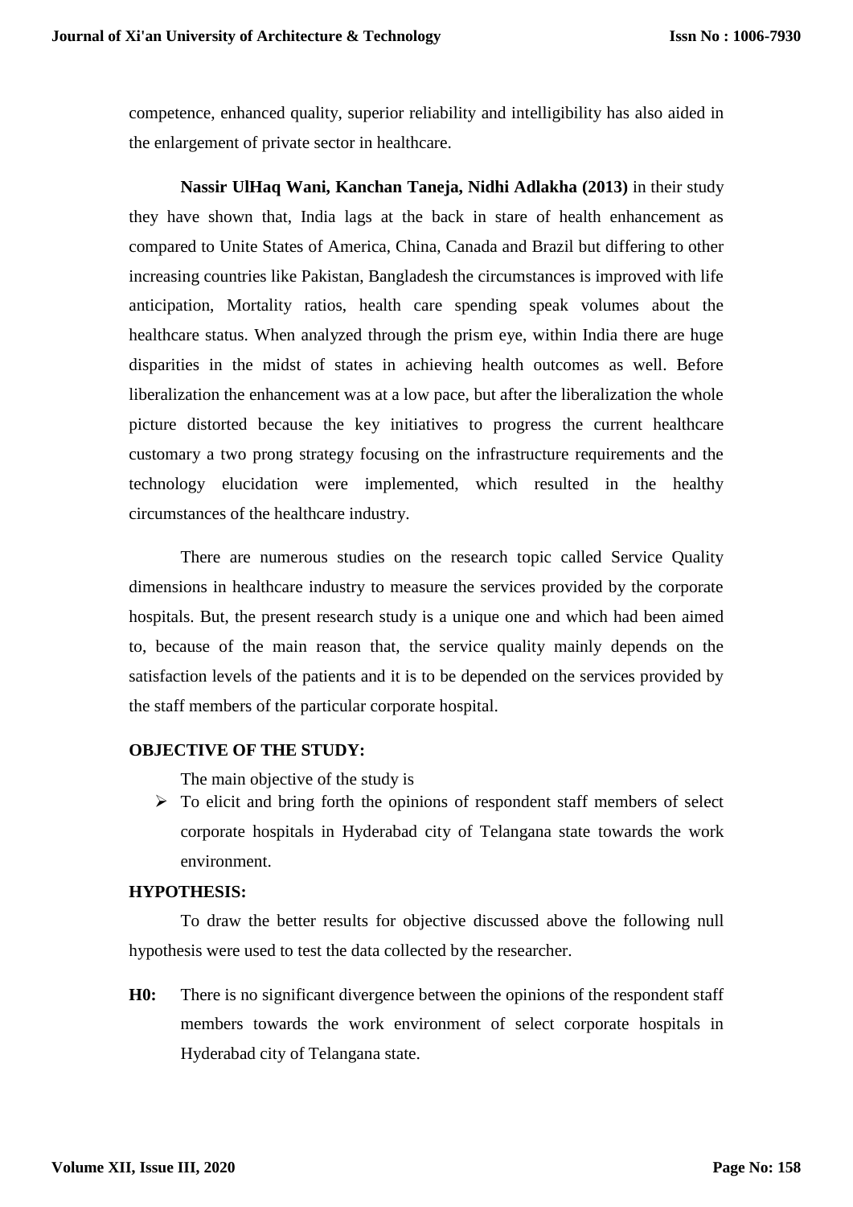competence, enhanced quality, superior reliability and intelligibility has also aided in the enlargement of private sector in healthcare.

**Nassir UlHaq Wani, Kanchan Taneja, Nidhi Adlakha (2013)** in their study they have shown that, India lags at the back in stare of health enhancement as compared to Unite States of America, China, Canada and Brazil but differing to other increasing countries like Pakistan, Bangladesh the circumstances is improved with life anticipation, Mortality ratios, health care spending speak volumes about the healthcare status. When analyzed through the prism eye, within India there are huge disparities in the midst of states in achieving health outcomes as well. Before liberalization the enhancement was at a low pace, but after the liberalization the whole picture distorted because the key initiatives to progress the current healthcare customary a two prong strategy focusing on the infrastructure requirements and the technology elucidation were implemented, which resulted in the healthy circumstances of the healthcare industry.

There are numerous studies on the research topic called Service Quality dimensions in healthcare industry to measure the services provided by the corporate hospitals. But, the present research study is a unique one and which had been aimed to, because of the main reason that, the service quality mainly depends on the satisfaction levels of the patients and it is to be depended on the services provided by the staff members of the particular corporate hospital.

**OBJECTIVE OF THE STUDY:**

The main objective of the study is

- To elicit and bring forth the opinions of respondent staff members of select corporate hospitals in Hyderabad city of Telangana state towards the work environment.

**HYPOTHESIS:**

To draw the better results for objective discussed above the following null hypothesis were used to test the data collected by the researcher.

**H0:** There is no significant divergence between the opinions of the respondent staff members towards the work environment of select corporate hospitals in Hyderabad city of Telangana state.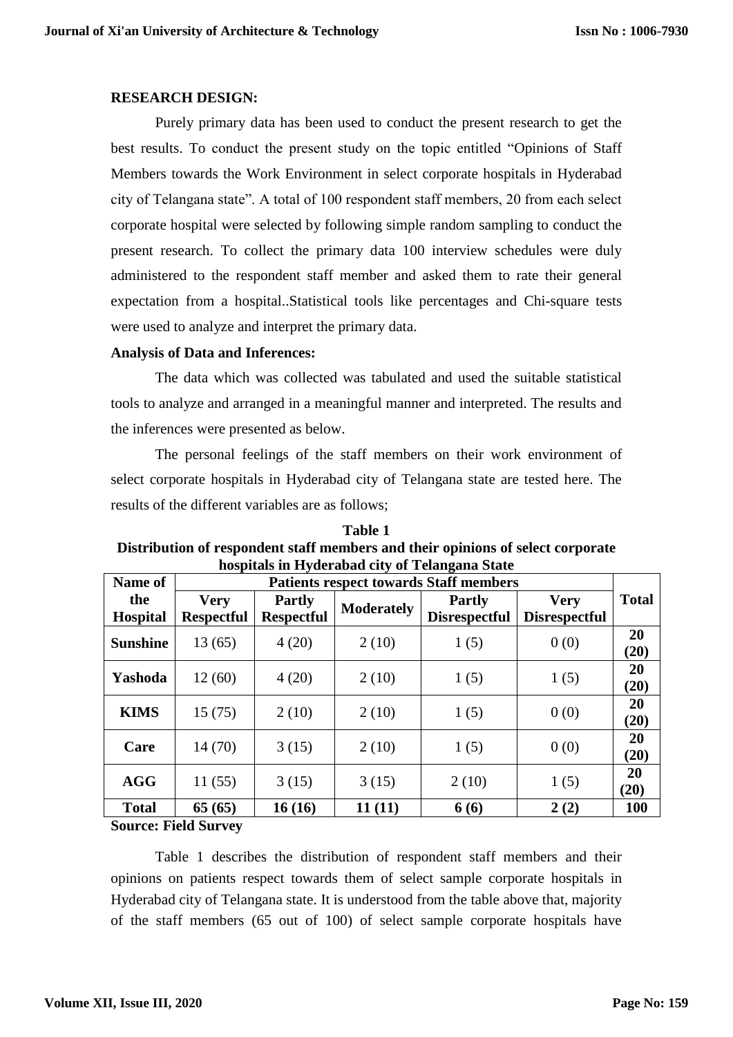**RESEARCH DESIGN:**

Purely primary data has been used to conduct the present research to get the best results. To conduct the present study on the topic entitled "Opinions of Staff Members towards the Work Environment in select corporate hospitals in Hyderabad city of Telangana state". A total of 100 respondent staff members, 20 from each select corporate hospital were selected by following simple random sampling to conduct the present research. To collect the primary data 100 interview schedules were duly administered to the respondent staff member and asked them to rate their general expectation from a hospital..Statistical tools like percentages and Chi-square tests were used to analyze and interpret the primary data.

**Analysis of Data and Inferences:**

The data which was collected was tabulated and used the suitable statistical tools to analyze and arranged in a meaningful manner and interpreted. The results and the inferences were presented as below.

The personal feelings of the staff members on their work environment of select corporate hospitals in Hyderabad city of Telangana state are tested here. The results of the different variables are as follows;

**Table 1**
**Distribution of respondent staff members and their opinions of select corporate hospitals in Hyderabad city of Telangana State**

| Name of the Hospital | Patients respect towards Staff members | | | | | Total |
|---|---|---|---|---|---|---|
| | Very Respectful | Partly Respectful | Moderately | Partly Disrespectful | Very Disrespectful | |
| **Sunshine** | 13 (65) | 4 (20) | 2 (10) | 1 (5) | 0 (0) | **20 (20)** |
| **Yashoda** | 12 (60) | 4 (20) | 2 (10) | 1 (5) | 1 (5) | **20 (20)** |
| **KIMS** | 15 (75) | 2 (10) | 2 (10) | 1 (5) | 0 (0) | **20 (20)** |
| **Care** | 14 (70) | 3 (15) | 2 (10) | 1 (5) | 0 (0) | **20 (20)** |
| **AGG** | 11 (55) | 3 (15) | 3 (15) | 2 (10) | 1 (5) | **20 (20)** |
| **Total** | **65 (65)** | **16 (16)** | **11 (11)** | **6 (6)** | **2 (2)** | **100** |

**Source: Field Survey**

Table 1 describes the distribution of respondent staff members and their opinions on patients respect towards them of select sample corporate hospitals in Hyderabad city of Telangana state. It is understood from the table above that, majority of the staff members (65 out of 100) of select sample corporate hospitals have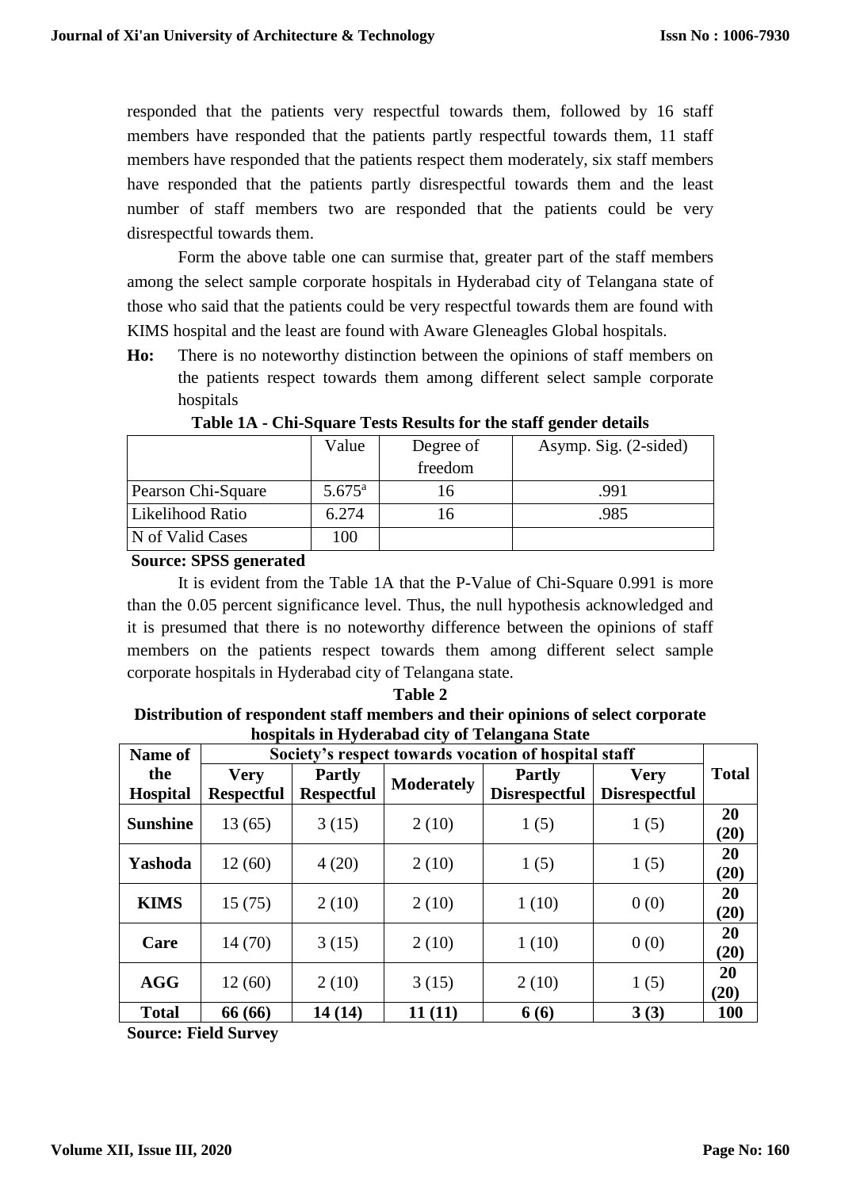responded that the patients very respectful towards them, followed by 16 staff members have responded that the patients partly respectful towards them, 11 staff members have responded that the patients respect them moderately, six staff members have responded that the patients partly disrespectful towards them and the least number of staff members two are responded that the patients could be very disrespectful towards them.

Form the above table one can surmise that, greater part of the staff members among the select sample corporate hospitals in Hyderabad city of Telangana state of those who said that the patients could be very respectful towards them are found with KIMS hospital and the least are found with Aware Gleneagles Global hospitals.

**Ho:** There is no noteworthy distinction between the opinions of staff members on the patients respect towards them among different select sample corporate hospitals

**Table 1A - Chi-Square Tests Results for the staff gender details**

| | Value | Degree of freedom | Asymp. Sig. (2-sided) |
|---|---|---|---|
| Pearson Chi-Square | 5.675[a] | 16 | .991 |
| Likelihood Ratio | 6.274 | 16 | .985 |
| N of Valid Cases | 100 | | |

**Source: SPSS generated**

It is evident from the Table 1A that the P-Value of Chi-Square 0.991 is more than the 0.05 percent significance level. Thus, the null hypothesis acknowledged and it is presumed that there is no noteworthy difference between the opinions of staff members on the patients respect towards them among different select sample corporate hospitals in Hyderabad city of Telangana state.

**Table 2**

**Distribution of respondent staff members and their opinions of select corporate hospitals in Hyderabad city of Telangana State**

| Name of the Hospital | Society's respect towards vocation of hospital staff | | | | | Total |
|---|---|---|---|---|---|---|
| | Very Respectful | Partly Respectful | Moderately | Partly Disrespectful | Very Disrespectful | |
| **Sunshine** | 13 (65) | 3 (15) | 2 (10) | 1 (5) | 1 (5) | **20 (20)** |
| **Yashoda** | 12 (60) | 4 (20) | 2 (10) | 1 (5) | 1 (5) | **20 (20)** |
| **KIMS** | 15 (75) | 2 (10) | 2 (10) | 1 (10) | 0 (0) | **20 (20)** |
| **Care** | 14 (70) | 3 (15) | 2 (10) | 1 (10) | 0 (0) | **20 (20)** |
| **AGG** | 12 (60) | 2 (10) | 3 (15) | 2 (10) | 1 (5) | **20 (20)** |
| **Total** | **66 (66)** | **14 (14)** | **11 (11)** | **6 (6)** | **3 (3)** | **100** |

**Source: Field Survey**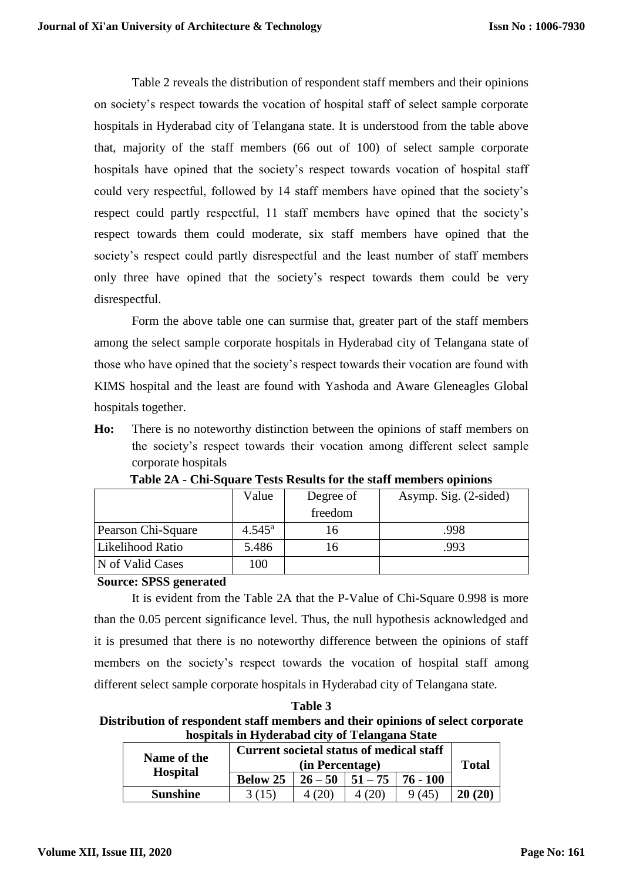Table 2 reveals the distribution of respondent staff members and their opinions on society's respect towards the vocation of hospital staff of select sample corporate hospitals in Hyderabad city of Telangana state. It is understood from the table above that, majority of the staff members (66 out of 100) of select sample corporate hospitals have opined that the society's respect towards vocation of hospital staff could very respectful, followed by 14 staff members have opined that the society's respect could partly respectful, 11 staff members have opined that the society's respect towards them could moderate, six staff members have opined that the society's respect could partly disrespectful and the least number of staff members only three have opined that the society's respect towards them could be very disrespectful.

Form the above table one can surmise that, greater part of the staff members among the select sample corporate hospitals in Hyderabad city of Telangana state of those who have opined that the society's respect towards their vocation are found with KIMS hospital and the least are found with Yashoda and Aware Gleneagles Global hospitals together.

**Ho:** There is no noteworthy distinction between the opinions of staff members on the society's respect towards their vocation among different select sample corporate hospitals

**Table 2A - Chi-Square Tests Results for the staff members opinions**

| | Value | Degree of freedom | Asymp. Sig. (2-sided) |
|---|---|---|---|
| Pearson Chi-Square | 4.545[a] | 16 | .998 |
| Likelihood Ratio | 5.486 | 16 | .993 |
| N of Valid Cases | 100 | | |

**Source: SPSS generated**

It is evident from the Table 2A that the P-Value of Chi-Square 0.998 is more than the 0.05 percent significance level. Thus, the null hypothesis acknowledged and it is presumed that there is no noteworthy difference between the opinions of staff members on the society's respect towards the vocation of hospital staff among different select sample corporate hospitals in Hyderabad city of Telangana state.

**Table 3**

**Distribution of respondent staff members and their opinions of select corporate hospitals in Hyderabad city of Telangana State**

| Name of the Hospital | Current societal status of medical staff (in Percentage) | | | | Total |
|---|---|---|---|---|---|
| | Below 25 | 26 – 50 | 51 – 75 | 76 - 100 | |
| **Sunshine** | 3 (15) | 4 (20) | 4 (20) | 9 (45) | **20 (20)** |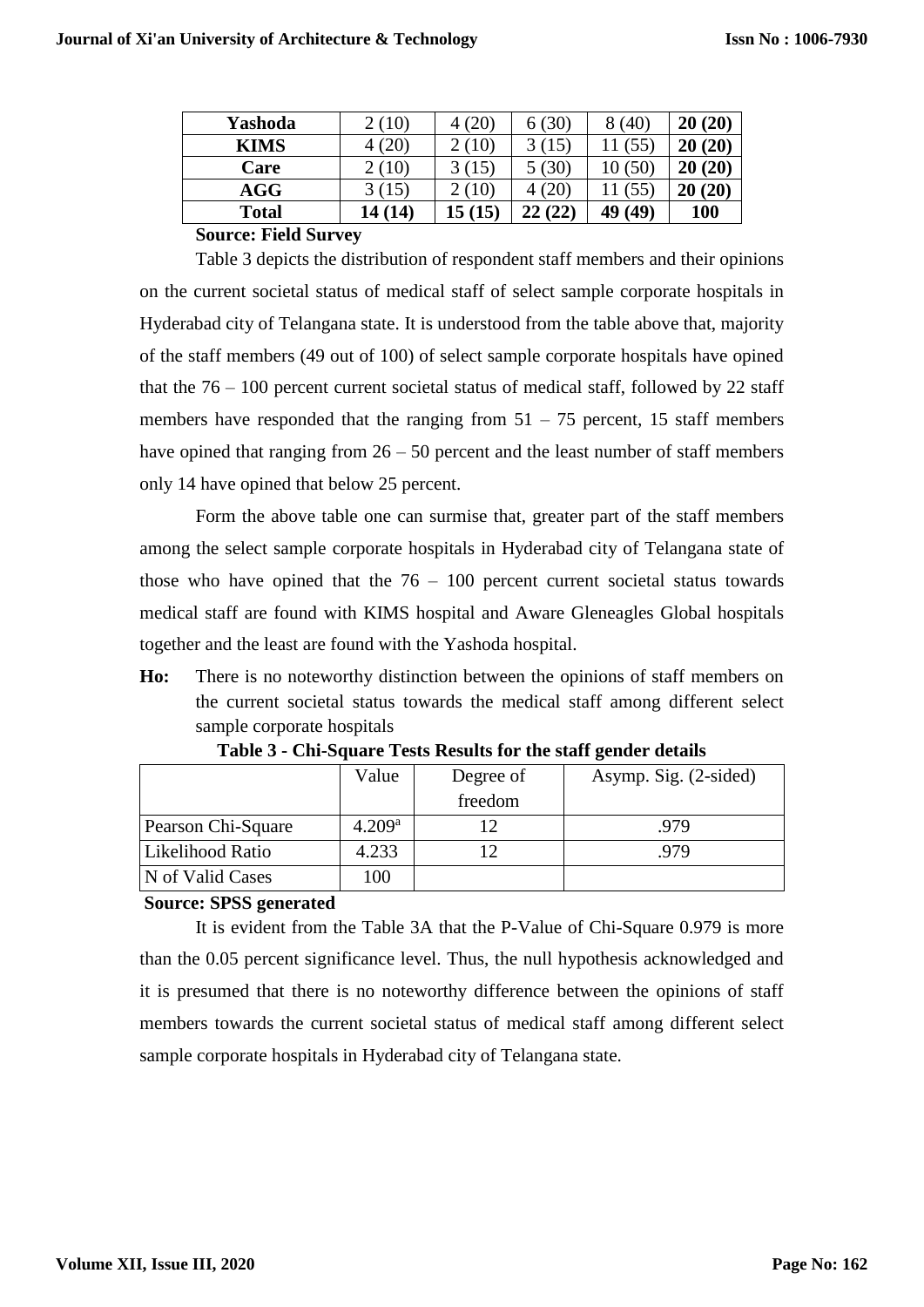| Yashoda | 2 (10) | 4 (20) | 6 (30) | 8 (40) | **20 (20)** |
|---|---|---|---|---|---|
| **KIMS** | 4 (20) | 2 (10) | 3 (15) | 11 (55) | **20 (20)** |
| **Care** | 2 (10) | 3 (15) | 5 (30) | 10 (50) | **20 (20)** |
| **AGG** | 3 (15) | 2 (10) | 4 (20) | 11 (55) | **20 (20)** |
| **Total** | **14 (14)** | **15 (15)** | **22 (22)** | **49 (49)** | **100** |

**Source: Field Survey**

Table 3 depicts the distribution of respondent staff members and their opinions on the current societal status of medical staff of select sample corporate hospitals in Hyderabad city of Telangana state. It is understood from the table above that, majority of the staff members (49 out of 100) of select sample corporate hospitals have opined that the 76 – 100 percent current societal status of medical staff, followed by 22 staff members have responded that the ranging from 51 – 75 percent, 15 staff members have opined that ranging from 26 – 50 percent and the least number of staff members only 14 have opined that below 25 percent.

Form the above table one can surmise that, greater part of the staff members among the select sample corporate hospitals in Hyderabad city of Telangana state of those who have opined that the 76 – 100 percent current societal status towards medical staff are found with KIMS hospital and Aware Gleneagles Global hospitals together and the least are found with the Yashoda hospital.

**Ho:** There is no noteworthy distinction between the opinions of staff members on the current societal status towards the medical staff among different select sample corporate hospitals

**Table 3 - Chi-Square Tests Results for the staff gender details**

| | Value | Degree of freedom | Asymp. Sig. (2-sided) |
|---|---|---|---|
| Pearson Chi-Square | 4.209[a] | 12 | .979 |
| Likelihood Ratio | 4.233 | 12 | .979 |
| N of Valid Cases | 100 | | |

**Source: SPSS generated**

It is evident from the Table 3A that the P-Value of Chi-Square 0.979 is more than the 0.05 percent significance level. Thus, the null hypothesis acknowledged and it is presumed that there is no noteworthy difference between the opinions of staff members towards the current societal status of medical staff among different select sample corporate hospitals in Hyderabad city of Telangana state.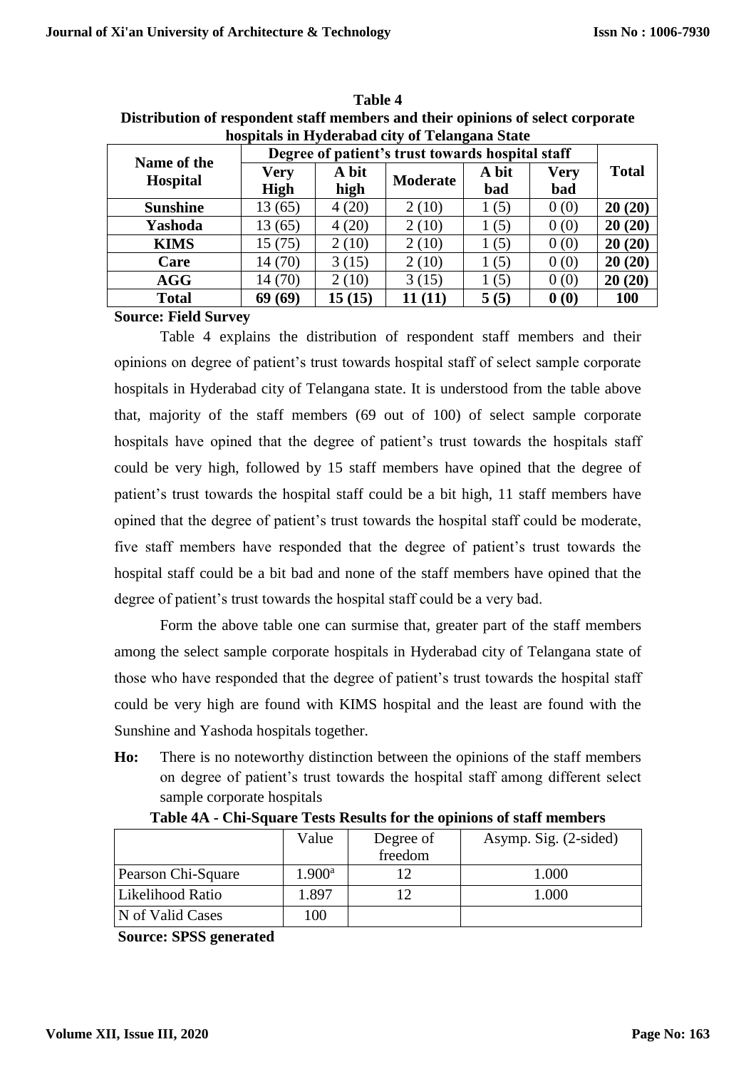**Table 4**
**Distribution of respondent staff members and their opinions of select corporate hospitals in Hyderabad city of Telangana State**

| Name of the Hospital | Degree of patient's trust towards hospital staff | | | | | Total |
|---|---|---|---|---|---|---|
| | Very High | A bit high | Moderate | A bit bad | Very bad | |
| **Sunshine** | 13 (65) | 4 (20) | 2 (10) | 1 (5) | 0 (0) | **20 (20)** |
| **Yashoda** | 13 (65) | 4 (20) | 2 (10) | 1 (5) | 0 (0) | **20 (20)** |
| **KIMS** | 15 (75) | 2 (10) | 2 (10) | 1 (5) | 0 (0) | **20 (20)** |
| **Care** | 14 (70) | 3 (15) | 2 (10) | 1 (5) | 0 (0) | **20 (20)** |
| **AGG** | 14 (70) | 2 (10) | 3 (15) | 1 (5) | 0 (0) | **20 (20)** |
| **Total** | **69 (69)** | **15 (15)** | **11 (11)** | **5 (5)** | **0 (0)** | **100** |

**Source: Field Survey**

Table 4 explains the distribution of respondent staff members and their opinions on degree of patient's trust towards hospital staff of select sample corporate hospitals in Hyderabad city of Telangana state. It is understood from the table above that, majority of the staff members (69 out of 100) of select sample corporate hospitals have opined that the degree of patient's trust towards the hospitals staff could be very high, followed by 15 staff members have opined that the degree of patient's trust towards the hospital staff could be a bit high, 11 staff members have opined that the degree of patient's trust towards the hospital staff could be moderate, five staff members have responded that the degree of patient's trust towards the hospital staff could be a bit bad and none of the staff members have opined that the degree of patient's trust towards the hospital staff could be a very bad.

Form the above table one can surmise that, greater part of the staff members among the select sample corporate hospitals in Hyderabad city of Telangana state of those who have responded that the degree of patient's trust towards the hospital staff could be very high are found with KIMS hospital and the least are found with the Sunshine and Yashoda hospitals together.

**Ho:** There is no noteworthy distinction between the opinions of the staff members on degree of patient's trust towards the hospital staff among different select sample corporate hospitals

**Table 4A - Chi-Square Tests Results for the opinions of staff members**

| | Value | Degree of freedom | Asymp. Sig. (2-sided) |
|---|---|---|---|
| Pearson Chi-Square | 1.900[a] | 12 | 1.000 |
| Likelihood Ratio | 1.897 | 12 | 1.000 |
| N of Valid Cases | 100 | | |

**Source: SPSS generated**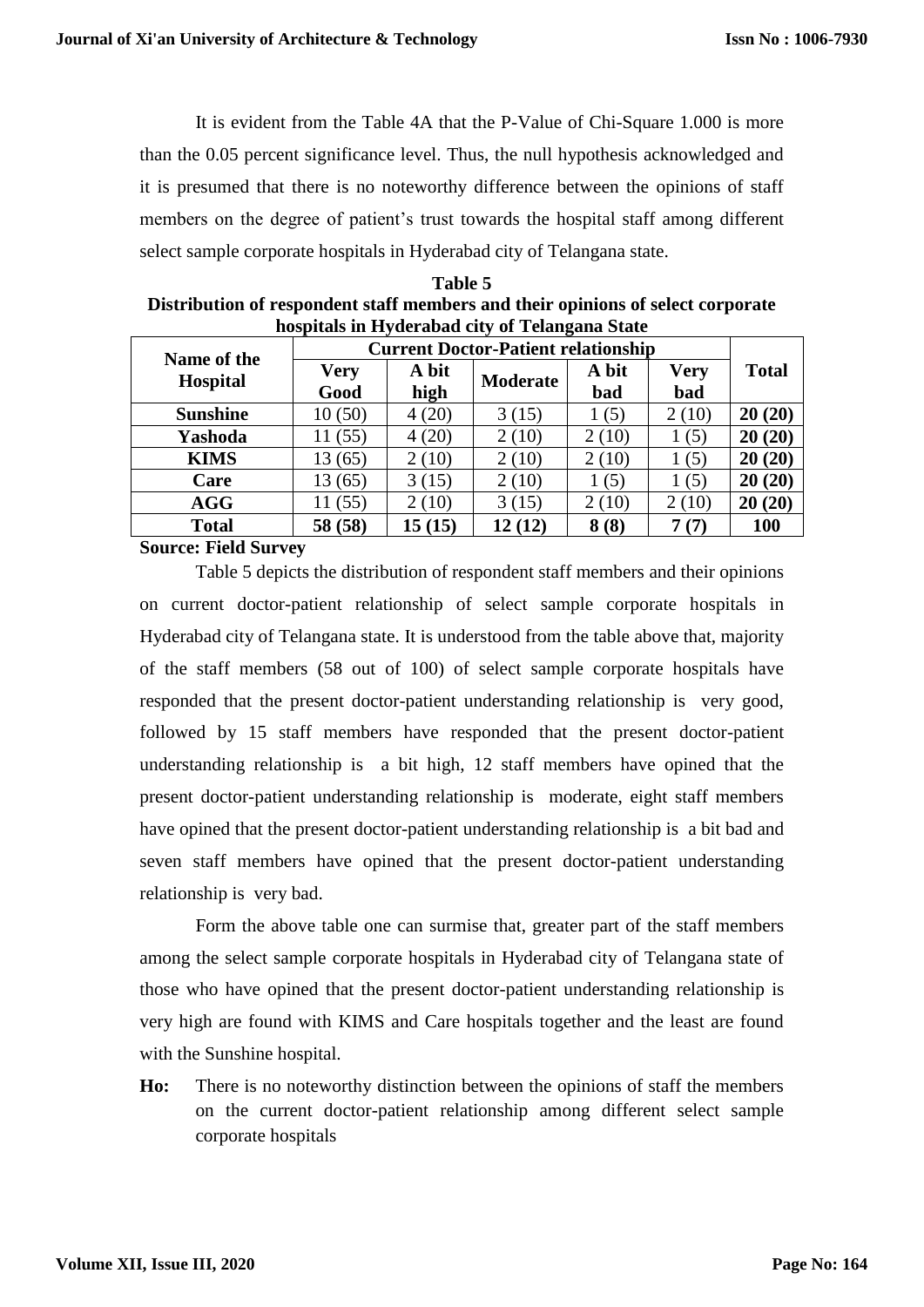It is evident from the Table 4A that the P-Value of Chi-Square 1.000 is more than the 0.05 percent significance level. Thus, the null hypothesis acknowledged and it is presumed that there is no noteworthy difference between the opinions of staff members on the degree of patient's trust towards the hospital staff among different select sample corporate hospitals in Hyderabad city of Telangana state.

**Table 5**
**Distribution of respondent staff members and their opinions of select corporate hospitals in Hyderabad city of Telangana State**

| Name of the Hospital | Current Doctor-Patient relationship | | | | | Total |
|---|---|---|---|---|---|---|
| | Very Good | A bit high | Moderate | A bit bad | Very bad | |
| **Sunshine** | 10 (50) | 4 (20) | 3 (15) | 1 (5) | 2 (10) | **20 (20)** |
| **Yashoda** | 11 (55) | 4 (20) | 2 (10) | 2 (10) | 1 (5) | **20 (20)** |
| **KIMS** | 13 (65) | 2 (10) | 2 (10) | 2 (10) | 1 (5) | **20 (20)** |
| **Care** | 13 (65) | 3 (15) | 2 (10) | 1 (5) | 1 (5) | **20 (20)** |
| **AGG** | 11 (55) | 2 (10) | 3 (15) | 2 (10) | 2 (10) | **20 (20)** |
| **Total** | **58 (58)** | **15 (15)** | **12 (12)** | **8 (8)** | **7 (7)** | **100** |

**Source: Field Survey**

Table 5 depicts the distribution of respondent staff members and their opinions on current doctor-patient relationship of select sample corporate hospitals in Hyderabad city of Telangana state. It is understood from the table above that, majority of the staff members (58 out of 100) of select sample corporate hospitals have responded that the present doctor-patient understanding relationship is very good, followed by 15 staff members have responded that the present doctor-patient understanding relationship is a bit high, 12 staff members have opined that the present doctor-patient understanding relationship is moderate, eight staff members have opined that the present doctor-patient understanding relationship is a bit bad and seven staff members have opined that the present doctor-patient understanding relationship is very bad.

Form the above table one can surmise that, greater part of the staff members among the select sample corporate hospitals in Hyderabad city of Telangana state of those who have opined that the present doctor-patient understanding relationship is very high are found with KIMS and Care hospitals together and the least are found with the Sunshine hospital.

**Ho:** There is no noteworthy distinction between the opinions of staff the members on the current doctor-patient relationship among different select sample corporate hospitals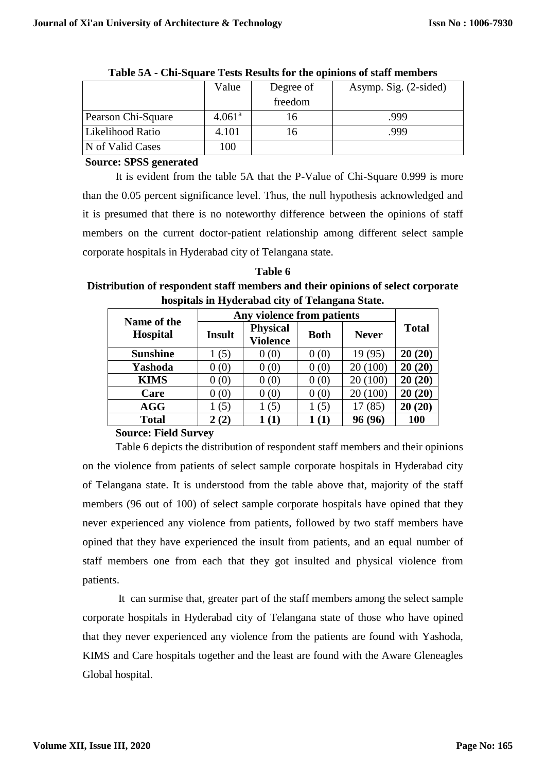**Table 5A - Chi-Square Tests Results for the opinions of staff members**

| | Value | Degree of freedom | Asymp. Sig. (2-sided) |
|---|---|---|---|
| Pearson Chi-Square | 4.061[a] | 16 | .999 |
| Likelihood Ratio | 4.101 | 16 | .999 |
| N of Valid Cases | 100 | | |

**Source: SPSS generated**

It is evident from the table 5A that the P-Value of Chi-Square 0.999 is more than the 0.05 percent significance level. Thus, the null hypothesis acknowledged and it is presumed that there is no noteworthy difference between the opinions of staff members on the current doctor-patient relationship among different select sample corporate hospitals in Hyderabad city of Telangana state.

**Table 6**

**Distribution of respondent staff members and their opinions of select corporate hospitals in Hyderabad city of Telangana State.**

| Name of the Hospital | Any violence from patients | | | | Total |
|---|---|---|---|---|---|
| | Insult | Physical Violence | Both | Never | |
| **Sunshine** | 1 (5) | 0 (0) | 0 (0) | 19 (95) | **20 (20)** |
| **Yashoda** | 0 (0) | 0 (0) | 0 (0) | 20 (100) | **20 (20)** |
| **KIMS** | 0 (0) | 0 (0) | 0 (0) | 20 (100) | **20 (20)** |
| **Care** | 0 (0) | 0 (0) | 0 (0) | 20 (100) | **20 (20)** |
| **AGG** | 1 (5) | 1 (5) | 1 (5) | 17 (85) | **20 (20)** |
| **Total** | **2 (2)** | **1 (1)** | **1 (1)** | **96 (96)** | **100** |

**Source: Field Survey**

Table 6 depicts the distribution of respondent staff members and their opinions on the violence from patients of select sample corporate hospitals in Hyderabad city of Telangana state. It is understood from the table above that, majority of the staff members (96 out of 100) of select sample corporate hospitals have opined that they never experienced any violence from patients, followed by two staff members have opined that they have experienced the insult from patients, and an equal number of staff members one from each that they got insulted and physical violence from patients.

It can surmise that, greater part of the staff members among the select sample corporate hospitals in Hyderabad city of Telangana state of those who have opined that they never experienced any violence from the patients are found with Yashoda, KIMS and Care hospitals together and the least are found with the Aware Gleneagles Global hospital.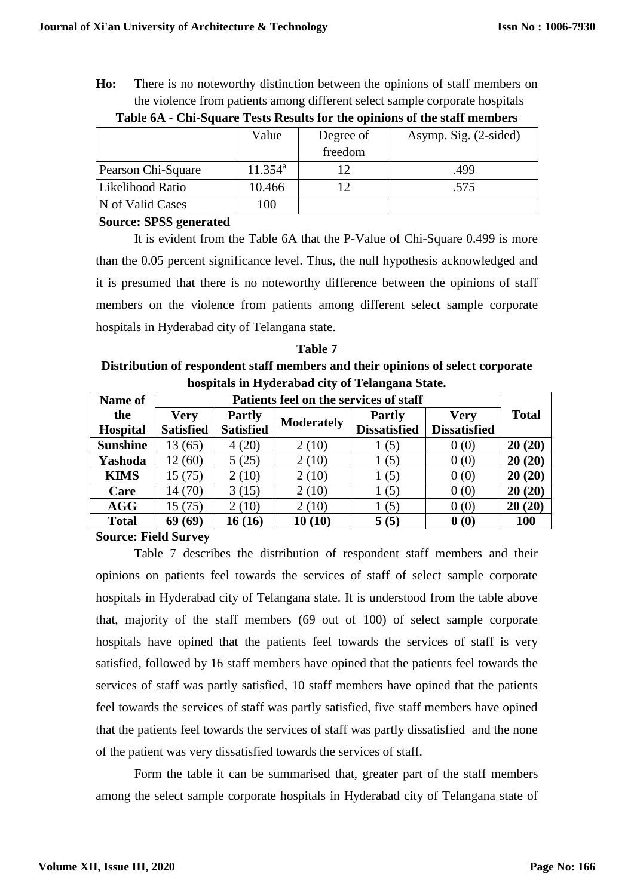**Ho:** There is no noteworthy distinction between the opinions of staff members on the violence from patients among different select sample corporate hospitals

**Table 6A - Chi-Square Tests Results for the opinions of the staff members**

| | Value | Degree of freedom | Asymp. Sig. (2-sided) |
|---|---|---|---|
| Pearson Chi-Square | 11.354[a] | 12 | .499 |
| Likelihood Ratio | 10.466 | 12 | .575 |
| N of Valid Cases | 100 | | |

**Source: SPSS generated**

It is evident from the Table 6A that the P-Value of Chi-Square 0.499 is more than the 0.05 percent significance level. Thus, the null hypothesis acknowledged and it is presumed that there is no noteworthy difference between the opinions of staff members on the violence from patients among different select sample corporate hospitals in Hyderabad city of Telangana state.

**Table 7**

**Distribution of respondent staff members and their opinions of select corporate hospitals in Hyderabad city of Telangana State.**

| Name of the Hospital | Patients feel on the services of staff | | | | | Total |
|---|---|---|---|---|---|---|
| | Very Satisfied | Partly Satisfied | Moderately | Partly Dissatisfied | Very Dissatisfied | |
| **Sunshine** | 13 (65) | 4 (20) | 2 (10) | 1 (5) | 0 (0) | **20 (20)** |
| **Yashoda** | 12 (60) | 5 (25) | 2 (10) | 1 (5) | 0 (0) | **20 (20)** |
| **KIMS** | 15 (75) | 2 (10) | 2 (10) | 1 (5) | 0 (0) | **20 (20)** |
| **Care** | 14 (70) | 3 (15) | 2 (10) | 1 (5) | 0 (0) | **20 (20)** |
| **AGG** | 15 (75) | 2 (10) | 2 (10) | 1 (5) | 0 (0) | **20 (20)** |
| **Total** | **69 (69)** | **16 (16)** | **10 (10)** | **5 (5)** | **0 (0)** | **100** |

**Source: Field Survey**

Table 7 describes the distribution of respondent staff members and their opinions on patients feel towards the services of staff of select sample corporate hospitals in Hyderabad city of Telangana state. It is understood from the table above that, majority of the staff members (69 out of 100) of select sample corporate hospitals have opined that the patients feel towards the services of staff is very satisfied, followed by 16 staff members have opined that the patients feel towards the services of staff was partly satisfied, 10 staff members have opined that the patients feel towards the services of staff was partly satisfied, five staff members have opined that the patients feel towards the services of staff was partly dissatisfied and the none of the patient was very dissatisfied towards the services of staff.

Form the table it can be summarised that, greater part of the staff members among the select sample corporate hospitals in Hyderabad city of Telangana state of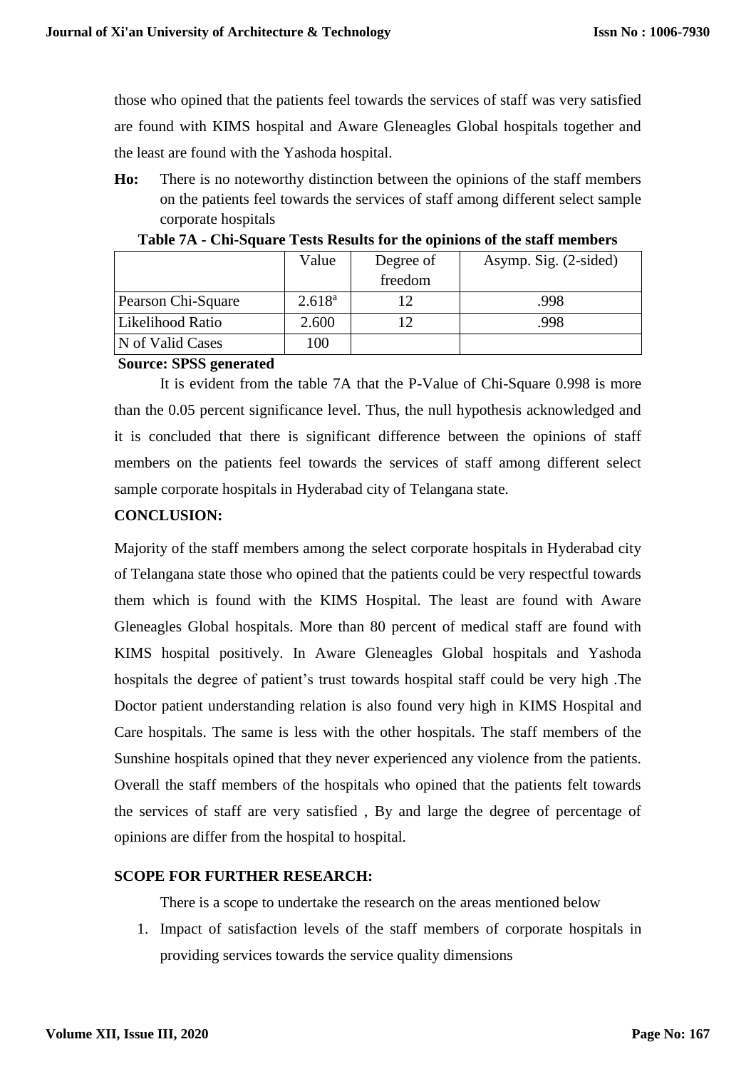those who opined that the patients feel towards the services of staff was very satisfied are found with KIMS hospital and Aware Gleneagles Global hospitals together and the least are found with the Yashoda hospital.

**Ho:** There is no noteworthy distinction between the opinions of the staff members on the patients feel towards the services of staff among different select sample corporate hospitals

**Table 7A - Chi-Square Tests Results for the opinions of the staff members**

| | Value | Degree of freedom | Asymp. Sig. (2-sided) |
|---|---|---|---|
| Pearson Chi-Square | 2.618[a] | 12 | .998 |
| Likelihood Ratio | 2.600 | 12 | .998 |
| N of Valid Cases | 100 | | |

**Source: SPSS generated**

It is evident from the table 7A that the P-Value of Chi-Square 0.998 is more than the 0.05 percent significance level. Thus, the null hypothesis acknowledged and it is concluded that there is significant difference between the opinions of staff members on the patients feel towards the services of staff among different select sample corporate hospitals in Hyderabad city of Telangana state.

## CONCLUSION:

Majority of the staff members among the select corporate hospitals in Hyderabad city of Telangana state those who opined that the patients could be very respectful towards them which is found with the KIMS Hospital. The least are found with Aware Gleneagles Global hospitals. More than 80 percent of medical staff are found with KIMS hospital positively. In Aware Gleneagles Global hospitals and Yashoda hospitals the degree of patient's trust towards hospital staff could be very high .The Doctor patient understanding relation is also found very high in KIMS Hospital and Care hospitals. The same is less with the other hospitals. The staff members of the Sunshine hospitals opined that they never experienced any violence from the patients. Overall the staff members of the hospitals who opined that the patients felt towards the services of staff are very satisfied , By and large the degree of percentage of opinions are differ from the hospital to hospital.

## SCOPE FOR FURTHER RESEARCH:

There is a scope to undertake the research on the areas mentioned below

1. Impact of satisfaction levels of the staff members of corporate hospitals in providing services towards the service quality dimensions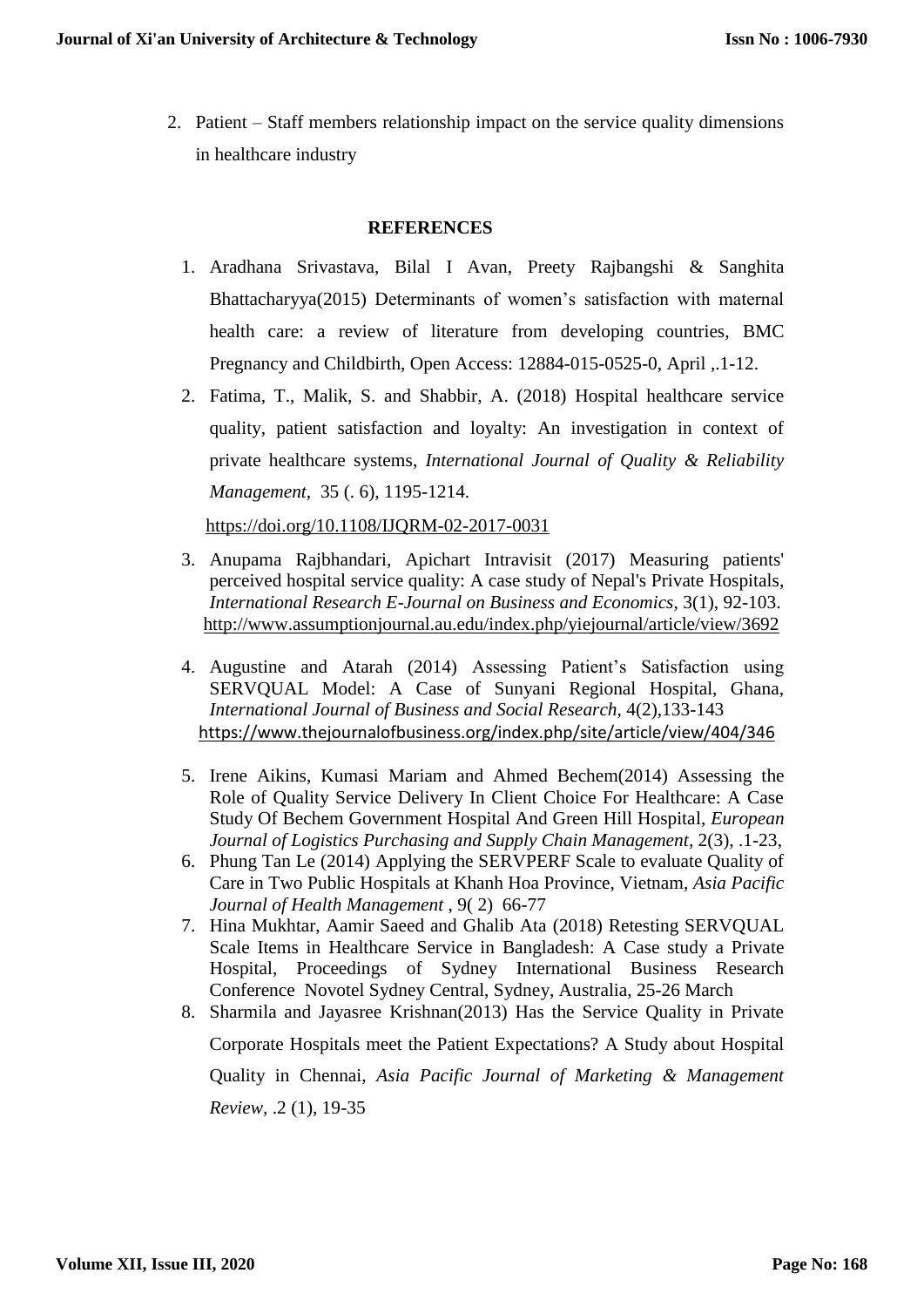2. Patient – Staff members relationship impact on the service quality dimensions in healthcare industry

## REFERENCES

1. Aradhana Srivastava, Bilal I Avan, Preety Rajbangshi & Sanghita Bhattacharyya(2015) Determinants of women's satisfaction with maternal health care: a review of literature from developing countries, BMC Pregnancy and Childbirth, Open Access: 12884-015-0525-0, April ,.1-12.
2. Fatima, T., Malik, S. and Shabbir, A. (2018) Hospital healthcare service quality, patient satisfaction and loyalty: An investigation in context of private healthcare systems, *International Journal of Quality & Reliability Management*, 35 (. 6), 1195-1214.

   https://doi.org/10.1108/IJQRM-02-2017-0031
3. Anupama Rajbhandari, Apichart Intravisit (2017) Measuring patients' perceived hospital service quality: A case study of Nepal's Private Hospitals, *International Research E-Journal on Business and Economics*, 3(1), 92-103. http://www.assumptionjournal.au.edu/index.php/yiejournal/article/view/3692
4. Augustine and Atarah (2014) Assessing Patient's Satisfaction using SERVQUAL Model: A Case of Sunyani Regional Hospital, Ghana, *International Journal of Business and Social Research*, 4(2),133-143 https://www.thejournalofbusiness.org/index.php/site/article/view/404/346
5. Irene Aikins, Kumasi Mariam and Ahmed Bechem(2014) Assessing the Role of Quality Service Delivery In Client Choice For Healthcare: A Case Study Of Bechem Government Hospital And Green Hill Hospital, *European Journal of Logistics Purchasing and Supply Chain Management*, 2(3), .1-23,
6. Phung Tan Le (2014) Applying the SERVPERF Scale to evaluate Quality of Care in Two Public Hospitals at Khanh Hoa Province, Vietnam, *Asia Pacific Journal of Health Management* , 9( 2) 66-77
7. Hina Mukhtar, Aamir Saeed and Ghalib Ata (2018) Retesting SERVQUAL Scale Items in Healthcare Service in Bangladesh: A Case study a Private Hospital, Proceedings of Sydney International Business Research Conference Novotel Sydney Central, Sydney, Australia, 25-26 March
8. Sharmila and Jayasree Krishnan(2013) Has the Service Quality in Private Corporate Hospitals meet the Patient Expectations? A Study about Hospital Quality in Chennai, *Asia Pacific Journal of Marketing & Management Review*, .2 (1), 19-35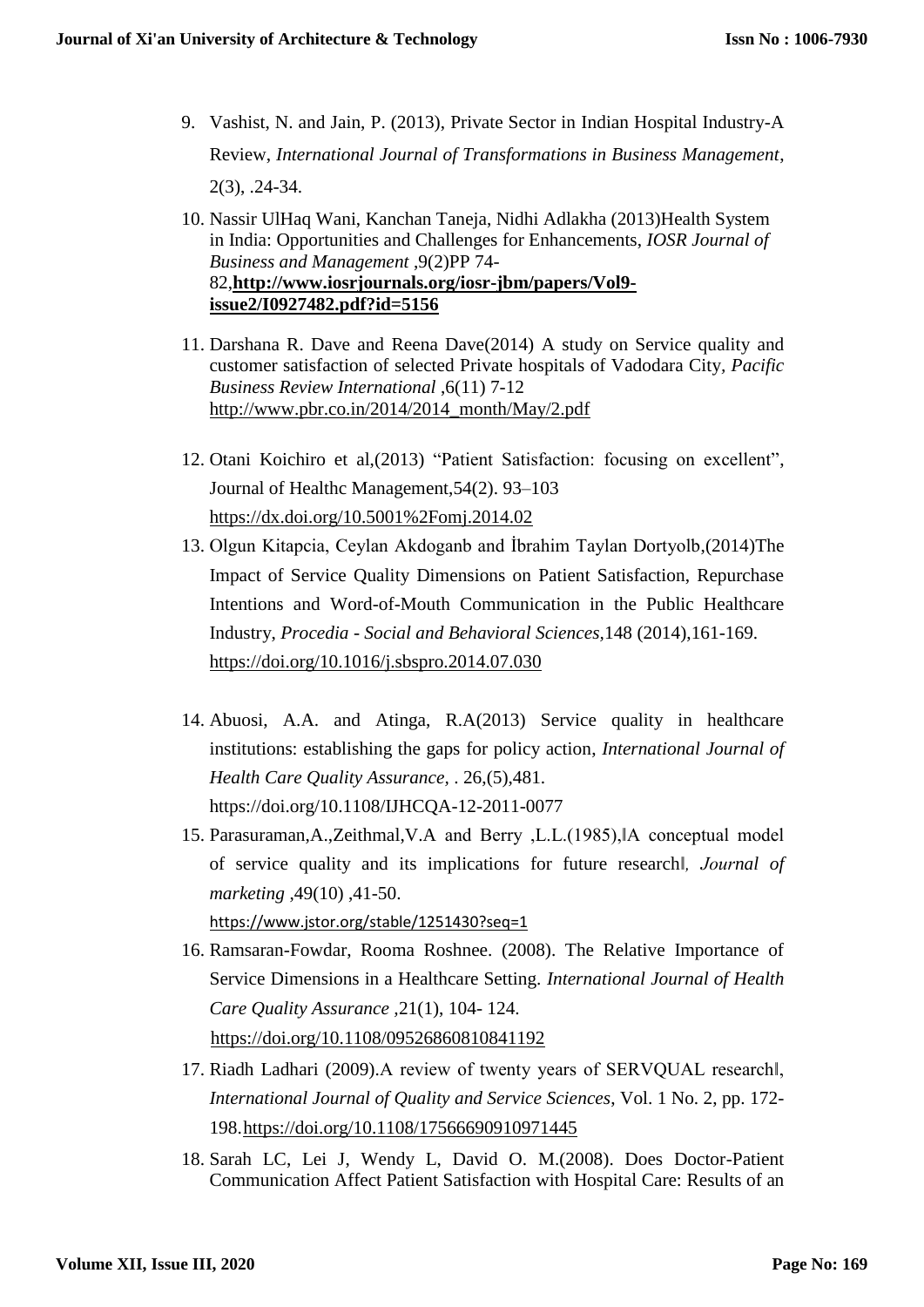9. Vashist, N. and Jain, P. (2013), Private Sector in Indian Hospital Industry-A Review, *International Journal of Transformations in Business Management*, 2(3), .24-34.
10. Nassir UlHaq Wani, Kanchan Taneja, Nidhi Adlakha (2013)Health System in India: Opportunities and Challenges for Enhancements, *IOSR Journal of Business and Management* ,9(2)PP 74-82,**http://www.iosrjournals.org/iosr-jbm/papers/Vol9-issue2/I0927482.pdf?id=5156**
11. Darshana R. Dave and Reena Dave(2014) A study on Service quality and customer satisfaction of selected Private hospitals of Vadodara City, *Pacific Business Review International* ,6(11) 7-12 http://www.pbr.co.in/2014/2014_month/May/2.pdf
12. Otani Koichiro et al,(2013) "Patient Satisfaction: focusing on excellent", Journal of Healthc Management,54(2). 93–103 https://dx.doi.org/10.5001%2Fomj.2014.02
13. Olgun Kitapcia, Ceylan Akdoganb and İbrahim Taylan Dortyolb,(2014)The Impact of Service Quality Dimensions on Patient Satisfaction, Repurchase Intentions and Word-of-Mouth Communication in the Public Healthcare Industry, *Procedia - Social and Behavioral Sciences,*148 (2014),161-169. https://doi.org/10.1016/j.sbspro.2014.07.030
14. Abuosi, A.A. and Atinga, R.A(2013) Service quality in healthcare institutions: establishing the gaps for policy action, *International Journal of Health Care Quality Assurance,* . 26,(5),481. https://doi.org/10.1108/IJHCQA-12-2011-0077
15. Parasuraman,A.,Zeithmal,V.A and Berry ,L.L.(1985),‖A conceptual model of service quality and its implications for future research‖*, Journal of marketing* ,49(10) ,41-50. https://www.jstor.org/stable/1251430?seq=1
16. Ramsaran-Fowdar, Rooma Roshnee. (2008). The Relative Importance of Service Dimensions in a Healthcare Setting. *International Journal of Health Care Quality Assurance* ,21(1), 104- 124. https://doi.org/10.1108/09526860810841192
17. Riadh Ladhari (2009).A review of twenty years of SERVQUAL research‖, *International Journal of Quality and Service Sciences*, Vol. 1 No. 2, pp. 172-198.https://doi.org/10.1108/17566690910971445
18. Sarah LC, Lei J, Wendy L, David O. M.(2008). Does Doctor-Patient Communication Affect Patient Satisfaction with Hospital Care: Results of an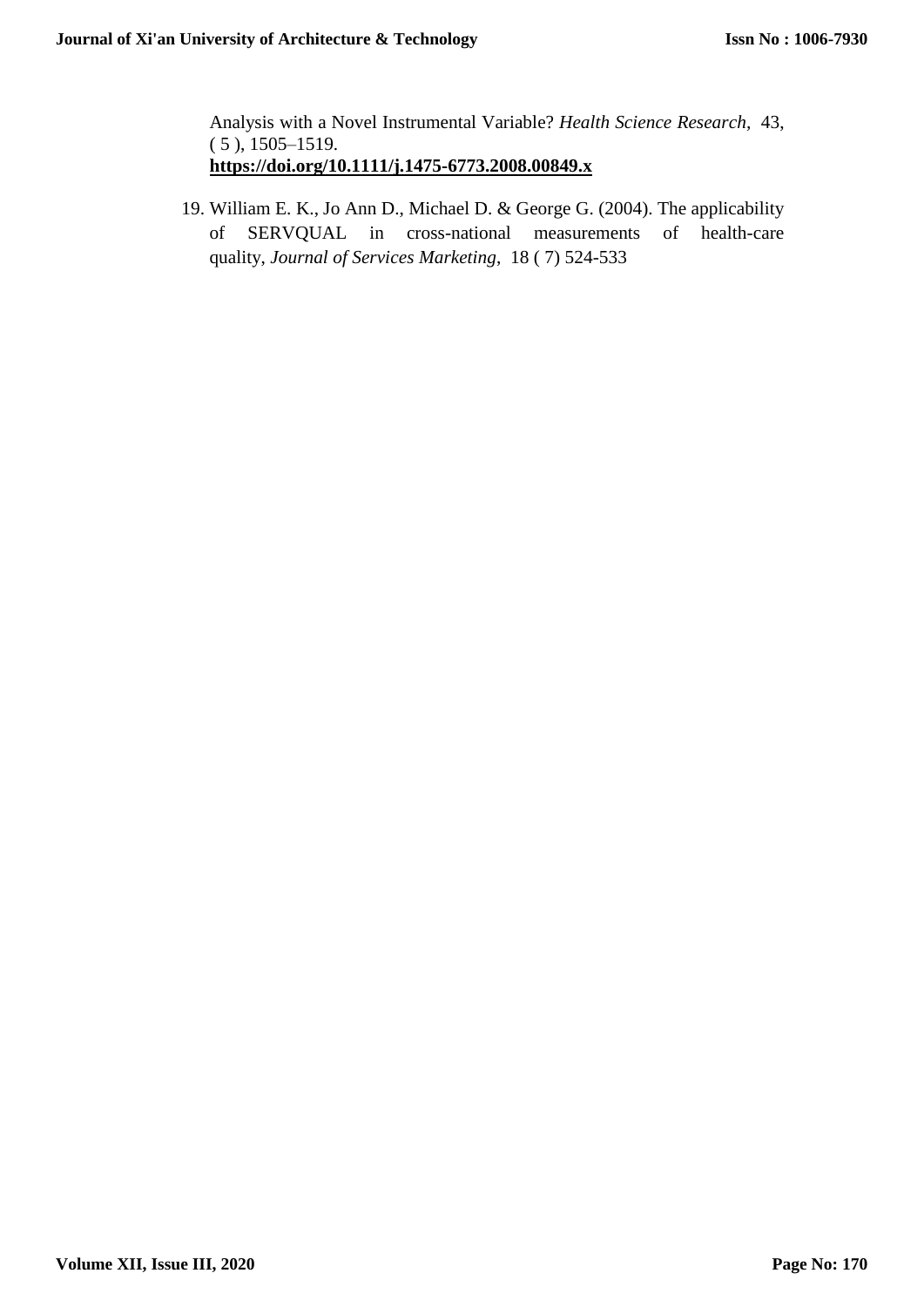Analysis with a Novel Instrumental Variable? *Health Science Research,* 43, ( 5 ), 1505–1519.
**https://doi.org/10.1111/j.1475-6773.2008.00849.x**

19. William E. K., Jo Ann D., Michael D. & George G. (2004). The applicability of SERVQUAL in cross-national measurements of health-care quality, *Journal of Services Marketing*, 18 ( 7) 524-533